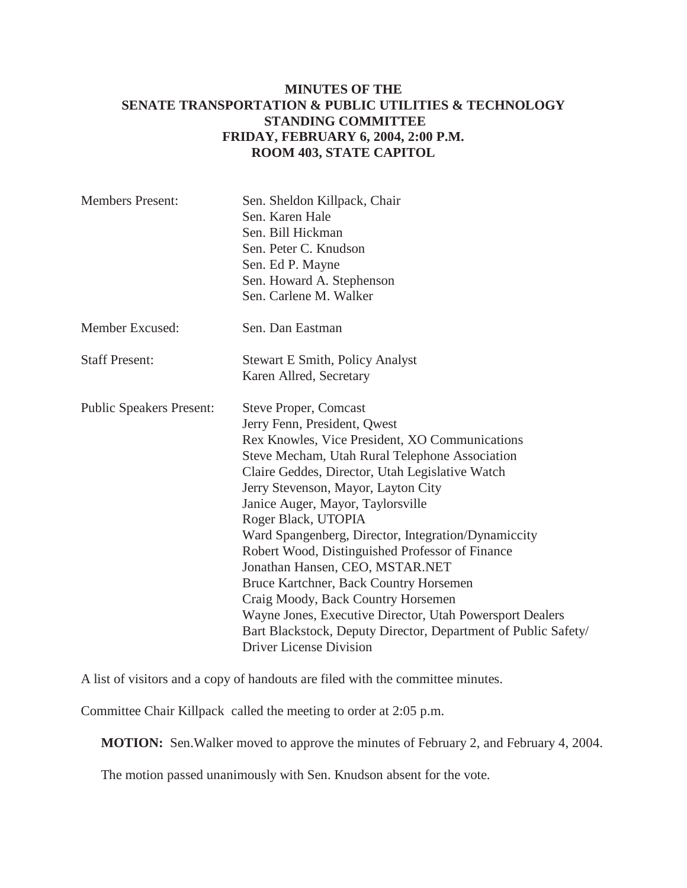# MINUTES OF THE
# SENATE TRANSPORTATION & PUBLIC UTILITIES & TECHNOLOGY
# STANDING COMMITTEE
# FRIDAY, FEBRUARY 6, 2004, 2:00 P.M.
# ROOM 403, STATE CAPITOL

| | |
|---|---|
| Members Present: | Sen. Sheldon Killpack, Chair<br>Sen. Karen Hale<br>Sen. Bill Hickman<br>Sen. Peter C. Knudson<br>Sen. Ed P. Mayne<br>Sen. Howard A. Stephenson<br>Sen. Carlene M. Walker |
| Member Excused: | Sen. Dan Eastman |
| Staff Present: | Stewart E Smith, Policy Analyst<br>Karen Allred, Secretary |
| Public Speakers Present: | Steve Proper, Comcast<br>Jerry Fenn, President, Qwest<br>Rex Knowles, Vice President, XO Communications<br>Steve Mecham, Utah Rural Telephone Association<br>Claire Geddes, Director, Utah Legislative Watch<br>Jerry Stevenson, Mayor, Layton City<br>Janice Auger, Mayor, Taylorsville<br>Roger Black, UTOPIA<br>Ward Spangenberg, Director, Integration/Dynamiccity<br>Robert Wood, Distinguished Professor of Finance<br>Jonathan Hansen, CEO, MSTAR.NET<br>Bruce Kartchner, Back Country Horsemen<br>Craig Moody, Back Country Horsemen<br>Wayne Jones, Executive Director, Utah Powersport Dealers<br>Bart Blackstock, Deputy Director, Department of Public Safety/ Driver License Division |

A list of visitors and a copy of handouts are filed with the committee minutes.

Committee Chair Killpack called the meeting to order at 2:05 p.m.

> **MOTION:** Sen.Walker moved to approve the minutes of February 2, and February 4, 2004.
>
> The motion passed unanimously with Sen. Knudson absent for the vote.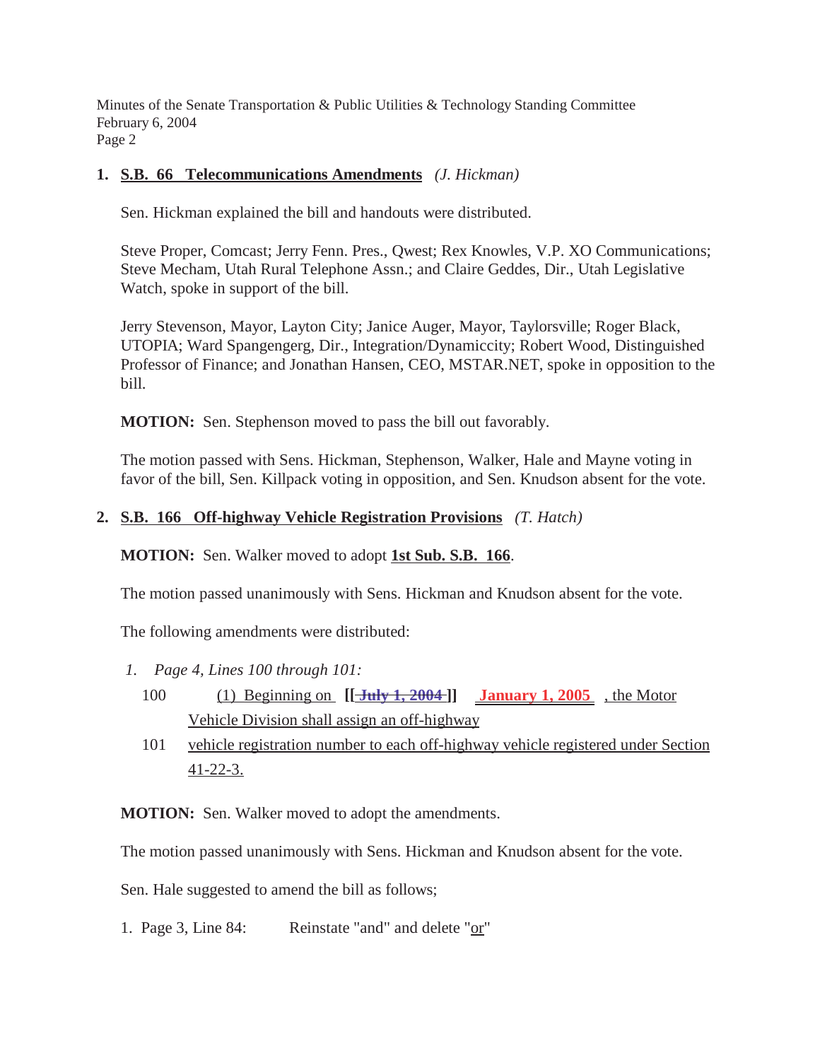1. **S.B. 66 Telecommunications Amendments** *(J. Hickman)*

   Sen. Hickman explained the bill and handouts were distributed.

   Steve Proper, Comcast; Jerry Fenn. Pres., Qwest; Rex Knowles, V.P. XO Communications; Steve Mecham, Utah Rural Telephone Assn.; and Claire Geddes, Dir., Utah Legislative Watch, spoke in support of the bill.

   Jerry Stevenson, Mayor, Layton City; Janice Auger, Mayor, Taylorsville; Roger Black, UTOPIA; Ward Spangengerg, Dir., Integration/Dynamiccity; Robert Wood, Distinguished Professor of Finance; and Jonathan Hansen, CEO, MSTAR.NET, spoke in opposition to the bill.

   **MOTION:** Sen. Stephenson moved to pass the bill out favorably.

   The motion passed with Sens. Hickman, Stephenson, Walker, Hale and Mayne voting in favor of the bill, Sen. Killpack voting in opposition, and Sen. Knudson absent for the vote.

2. **S.B. 166 Off-highway Vehicle Registration Provisions** *(T. Hatch)*

   **MOTION:** Sen. Walker moved to adopt **1st Sub. S.B. 166**.

   The motion passed unanimously with Sens. Hickman and Knudson absent for the vote.

   The following amendments were distributed:

   1. *Page 4, Lines 100 through 101:*

      100 (1) Beginning on **[[ ~~July 1, 2004~~ ]]** **January 1, 2005** , the Motor Vehicle Division shall assign an off-highway

      101 vehicle registration number to each off-highway vehicle registered under Section 41-22-3.

   **MOTION:** Sen. Walker moved to adopt the amendments.

   The motion passed unanimously with Sens. Hickman and Knudson absent for the vote.

   Sen. Hale suggested to amend the bill as follows;

   1. Page 3, Line 84: Reinstate "and" and delete "or"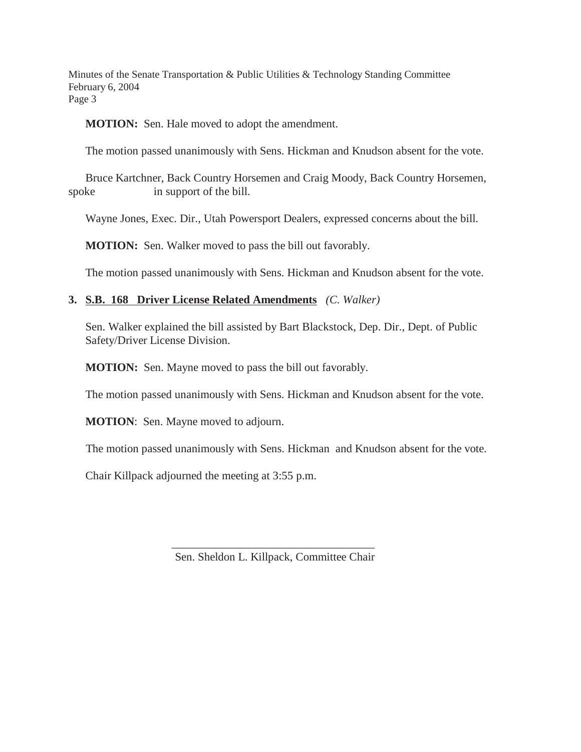**MOTION:** Sen. Hale moved to adopt the amendment.

The motion passed unanimously with Sens. Hickman and Knudson absent for the vote.

Bruce Kartchner, Back Country Horsemen and Craig Moody, Back Country Horsemen, spoke in support of the bill.

Wayne Jones, Exec. Dir., Utah Powersport Dealers, expressed concerns about the bill.

**MOTION:** Sen. Walker moved to pass the bill out favorably.

The motion passed unanimously with Sens. Hickman and Knudson absent for the vote.

**3. <u>S.B. 168 Driver License Related Amendments</u>** *(C. Walker)*

Sen. Walker explained the bill assisted by Bart Blackstock, Dep. Dir., Dept. of Public Safety/Driver License Division.

**MOTION:** Sen. Mayne moved to pass the bill out favorably.

The motion passed unanimously with Sens. Hickman and Knudson absent for the vote.

**MOTION**: Sen. Mayne moved to adjourn.

The motion passed unanimously with Sens. Hickman and Knudson absent for the vote.

Chair Killpack adjourned the meeting at 3:55 p.m.

\_\_\_\_\_\_\_\_\_\_\_\_\_\_\_\_\_\_\_\_\_\_\_\_\_\_\_\_\_\_\_\_\_\_\_\_

Sen. Sheldon L. Killpack, Committee Chair